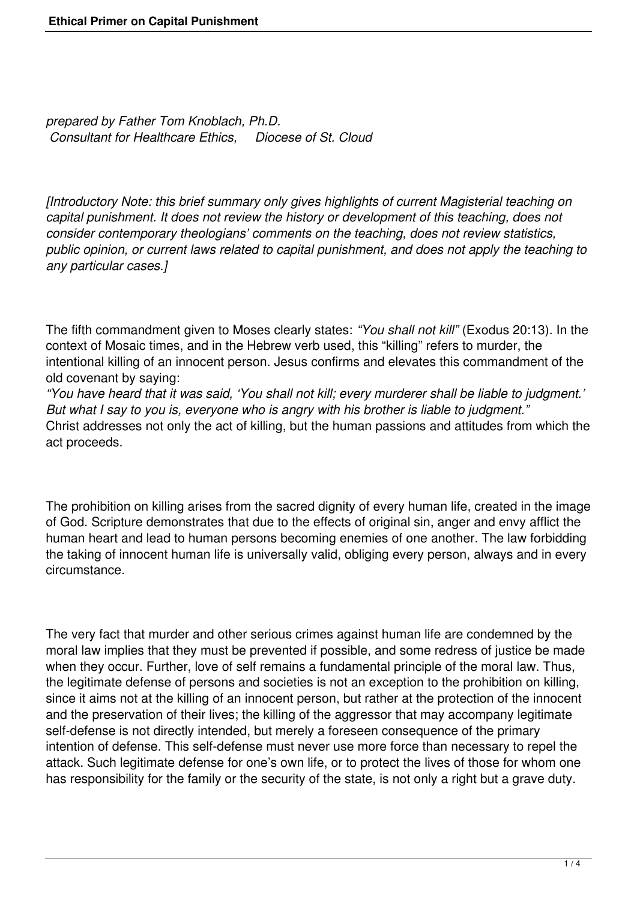# Ethical Primer on Capital Punishment

*prepared by Father Tom Knoblach, Ph.D.*
*Consultant for Healthcare Ethics, Diocese of St. Cloud*

*[Introductory Note: this brief summary only gives highlights of current Magisterial teaching on capital punishment. It does not review the history or development of this teaching, does not consider contemporary theologians' comments on the teaching, does not review statistics, public opinion, or current laws related to capital punishment, and does not apply the teaching to any particular cases.]*

The fifth commandment given to Moses clearly states: *"You shall not kill"* (Exodus 20:13). In the context of Mosaic times, and in the Hebrew verb used, this "killing" refers to murder, the intentional killing of an innocent person. Jesus confirms and elevates this commandment of the old covenant by saying:
*"You have heard that it was said, 'You shall not kill; every murderer shall be liable to judgment.' But what I say to you is, everyone who is angry with his brother is liable to judgment."*
Christ addresses not only the act of killing, but the human passions and attitudes from which the act proceeds.

The prohibition on killing arises from the sacred dignity of every human life, created in the image of God. Scripture demonstrates that due to the effects of original sin, anger and envy afflict the human heart and lead to human persons becoming enemies of one another. The law forbidding the taking of innocent human life is universally valid, obliging every person, always and in every circumstance.

The very fact that murder and other serious crimes against human life are condemned by the moral law implies that they must be prevented if possible, and some redress of justice be made when they occur. Further, love of self remains a fundamental principle of the moral law. Thus, the legitimate defense of persons and societies is not an exception to the prohibition on killing, since it aims not at the killing of an innocent person, but rather at the protection of the innocent and the preservation of their lives; the killing of the aggressor that may accompany legitimate self-defense is not directly intended, but merely a foreseen consequence of the primary intention of defense. This self-defense must never use more force than necessary to repel the attack. Such legitimate defense for one's own life, or to protect the lives of those for whom one has responsibility for the family or the security of the state, is not only a right but a grave duty.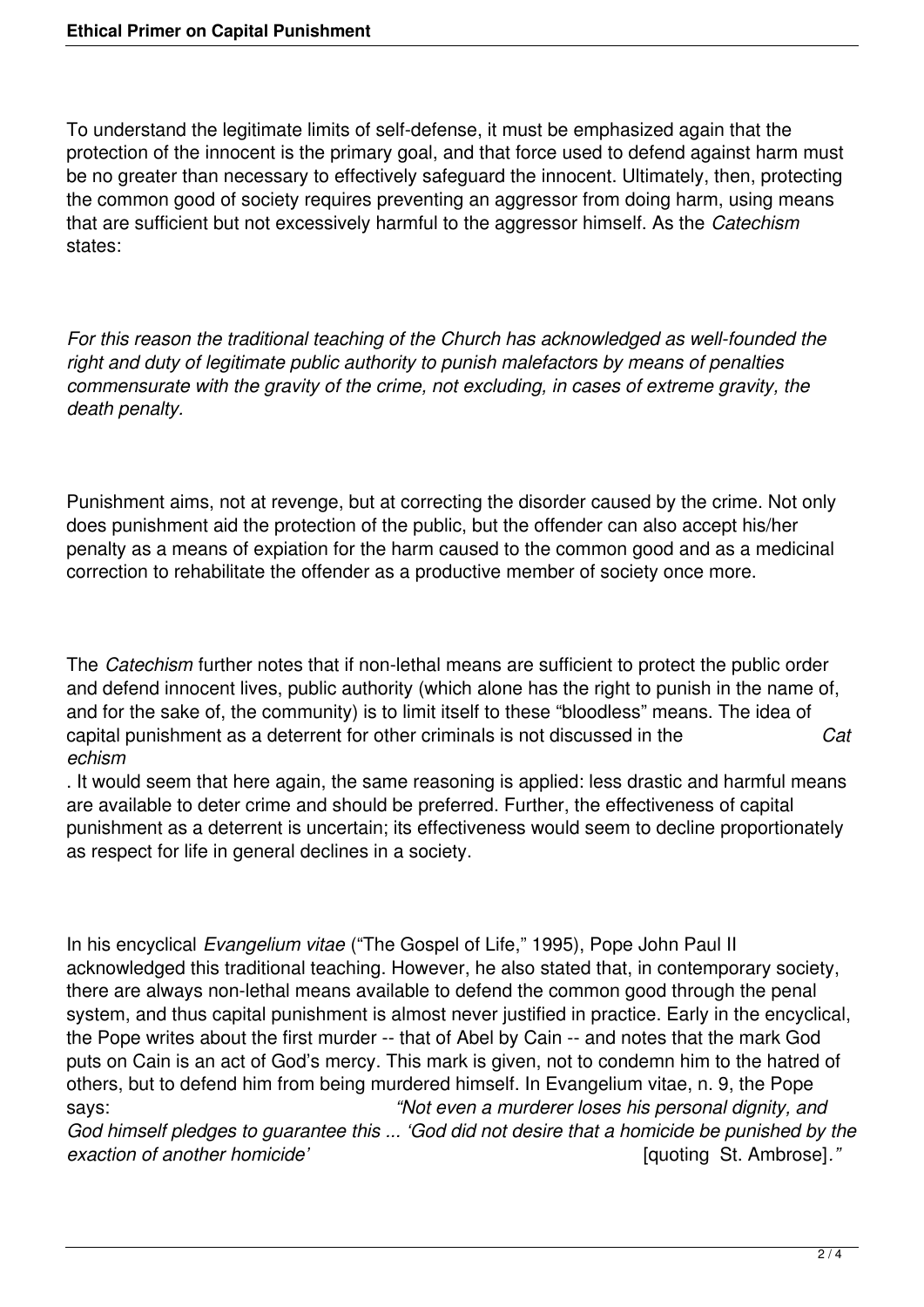To understand the legitimate limits of self-defense, it must be emphasized again that the protection of the innocent is the primary goal, and that force used to defend against harm must be no greater than necessary to effectively safeguard the innocent. Ultimately, then, protecting the common good of society requires preventing an aggressor from doing harm, using means that are sufficient but not excessively harmful to the aggressor himself. As the *Catechism* states:

*For this reason the traditional teaching of the Church has acknowledged as well-founded the right and duty of legitimate public authority to punish malefactors by means of penalties commensurate with the gravity of the crime, not excluding, in cases of extreme gravity, the death penalty.*

Punishment aims, not at revenge, but at correcting the disorder caused by the crime. Not only does punishment aid the protection of the public, but the offender can also accept his/her penalty as a means of expiation for the harm caused to the common good and as a medicinal correction to rehabilitate the offender as a productive member of society once more.

The *Catechism* further notes that if non-lethal means are sufficient to protect the public order and defend innocent lives, public authority (which alone has the right to punish in the name of, and for the sake of, the community) is to limit itself to these "bloodless" means. The idea of capital punishment as a deterrent for other criminals is not discussed in the *Catechism*. It would seem that here again, the same reasoning is applied: less drastic and harmful means are available to deter crime and should be preferred. Further, the effectiveness of capital punishment as a deterrent is uncertain; its effectiveness would seem to decline proportionately as respect for life in general declines in a society.

In his encyclical *Evangelium vitae* ("The Gospel of Life," 1995), Pope John Paul II acknowledged this traditional teaching. However, he also stated that, in contemporary society, there are always non-lethal means available to defend the common good through the penal system, and thus capital punishment is almost never justified in practice. Early in the encyclical, the Pope writes about the first murder -- that of Abel by Cain -- and notes that the mark God puts on Cain is an act of God's mercy. This mark is given, not to condemn him to the hatred of others, but to defend him from being murdered himself. In Evangelium vitae, n. 9, the Pope says: *"Not even a murderer loses his personal dignity, and God himself pledges to guarantee this ... 'God did not desire that a homicide be punished by the exaction of another homicide'* [quoting St. Ambrose]*."*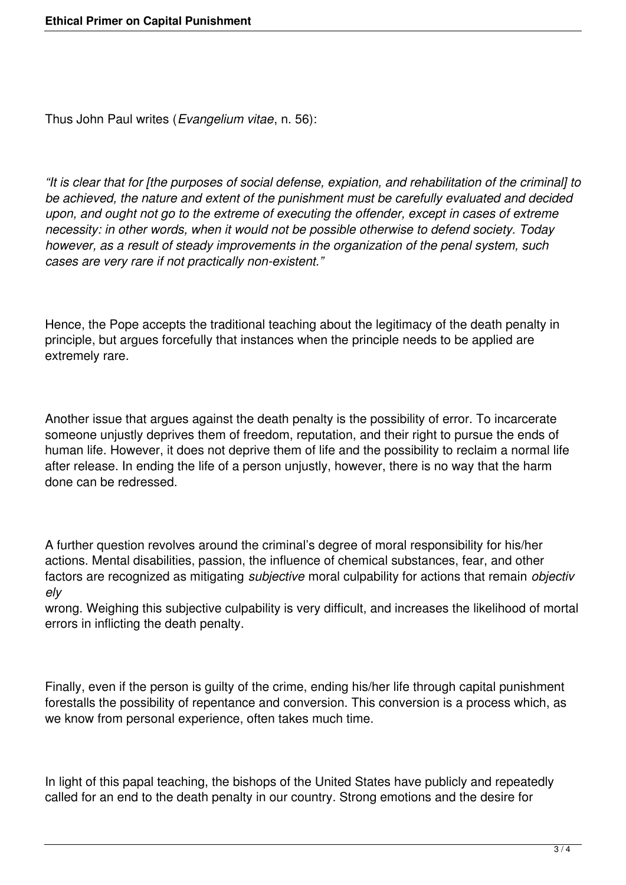Thus John Paul writes (*Evangelium vitae*, n. 56):

*"It is clear that for [the purposes of social defense, expiation, and rehabilitation of the criminal] to be achieved, the nature and extent of the punishment must be carefully evaluated and decided upon, and ought not go to the extreme of executing the offender, except in cases of extreme necessity: in other words, when it would not be possible otherwise to defend society. Today however, as a result of steady improvements in the organization of the penal system, such cases are very rare if not practically non-existent."*

Hence, the Pope accepts the traditional teaching about the legitimacy of the death penalty in principle, but argues forcefully that instances when the principle needs to be applied are extremely rare.

Another issue that argues against the death penalty is the possibility of error. To incarcerate someone unjustly deprives them of freedom, reputation, and their right to pursue the ends of human life. However, it does not deprive them of life and the possibility to reclaim a normal life after release. In ending the life of a person unjustly, however, there is no way that the harm done can be redressed.

A further question revolves around the criminal's degree of moral responsibility for his/her actions. Mental disabilities, passion, the influence of chemical substances, fear, and other factors are recognized as mitigating *subjective* moral culpability for actions that remain *objectively* wrong. Weighing this subjective culpability is very difficult, and increases the likelihood of mortal errors in inflicting the death penalty.

Finally, even if the person is guilty of the crime, ending his/her life through capital punishment forestalls the possibility of repentance and conversion. This conversion is a process which, as we know from personal experience, often takes much time.

In light of this papal teaching, the bishops of the United States have publicly and repeatedly called for an end to the death penalty in our country. Strong emotions and the desire for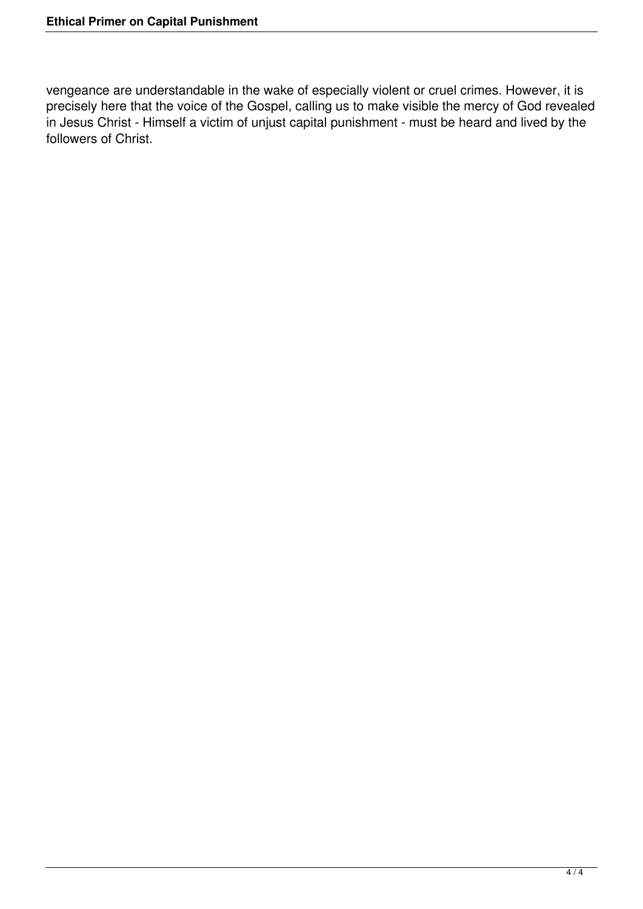vengeance are understandable in the wake of especially violent or cruel crimes. However, it is precisely here that the voice of the Gospel, calling us to make visible the mercy of God revealed in Jesus Christ - Himself a victim of unjust capital punishment - must be heard and lived by the followers of Christ.